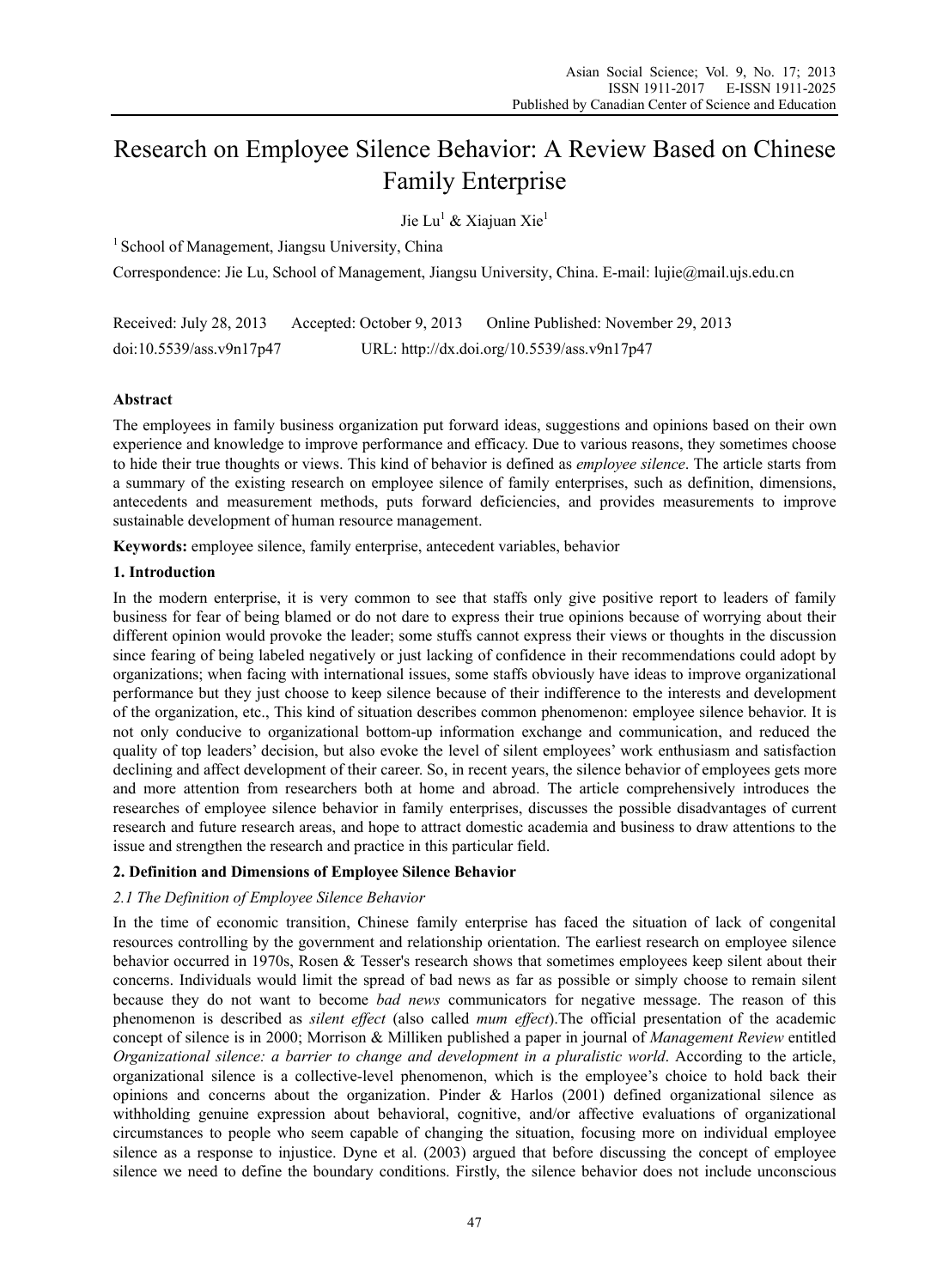# Research on Employee Silence Behavior: A Review Based on Chinese Family Enterprise

Jie Lu[1] & Xiajuan Xie[1]

[1] School of Management, Jiangsu University, China

Correspondence: Jie Lu, School of Management, Jiangsu University, China. E-mail: lujie@mail.ujs.edu.cn

Received: July 28, 2013 Accepted: October 9, 2013 Online Published: November 29, 2013

doi:10.5539/ass.v9n17p47 URL: http://dx.doi.org/10.5539/ass.v9n17p47

## Abstract

The employees in family business organization put forward ideas, suggestions and opinions based on their own experience and knowledge to improve performance and efficacy. Due to various reasons, they sometimes choose to hide their true thoughts or views. This kind of behavior is defined as *employee silence*. The article starts from a summary of the existing research on employee silence of family enterprises, such as definition, dimensions, antecedents and measurement methods, puts forward deficiencies, and provides measurements to improve sustainable development of human resource management.

**Keywords:** employee silence, family enterprise, antecedent variables, behavior

## 1. Introduction

In the modern enterprise, it is very common to see that staffs only give positive report to leaders of family business for fear of being blamed or do not dare to express their true opinions because of worrying about their different opinion would provoke the leader; some stuffs cannot express their views or thoughts in the discussion since fearing of being labeled negatively or just lacking of confidence in their recommendations could adopt by organizations; when facing with international issues, some staffs obviously have ideas to improve organizational performance but they just choose to keep silence because of their indifference to the interests and development of the organization, etc., This kind of situation describes common phenomenon: employee silence behavior. It is not only conducive to organizational bottom-up information exchange and communication, and reduced the quality of top leaders' decision, but also evoke the level of silent employees' work enthusiasm and satisfaction declining and affect development of their career. So, in recent years, the silence behavior of employees gets more and more attention from researchers both at home and abroad. The article comprehensively introduces the researches of employee silence behavior in family enterprises, discusses the possible disadvantages of current research and future research areas, and hope to attract domestic academia and business to draw attentions to the issue and strengthen the research and practice in this particular field.

## 2. Definition and Dimensions of Employee Silence Behavior

### *2.1 The Definition of Employee Silence Behavior*

In the time of economic transition, Chinese family enterprise has faced the situation of lack of congenital resources controlling by the government and relationship orientation. The earliest research on employee silence behavior occurred in 1970s, Rosen & Tesser's research shows that sometimes employees keep silent about their concerns. Individuals would limit the spread of bad news as far as possible or simply choose to remain silent because they do not want to become *bad news* communicators for negative message. The reason of this phenomenon is described as *silent effect* (also called *mum effect*).The official presentation of the academic concept of silence is in 2000; Morrison & Milliken published a paper in journal of *Management Review* entitled *Organizational silence: a barrier to change and development in a pluralistic world*. According to the article, organizational silence is a collective-level phenomenon, which is the employee's choice to hold back their opinions and concerns about the organization. Pinder & Harlos (2001) defined organizational silence as withholding genuine expression about behavioral, cognitive, and/or affective evaluations of organizational circumstances to people who seem capable of changing the situation, focusing more on individual employee silence as a response to injustice. Dyne et al. (2003) argued that before discussing the concept of employee silence we need to define the boundary conditions. Firstly, the silence behavior does not include unconscious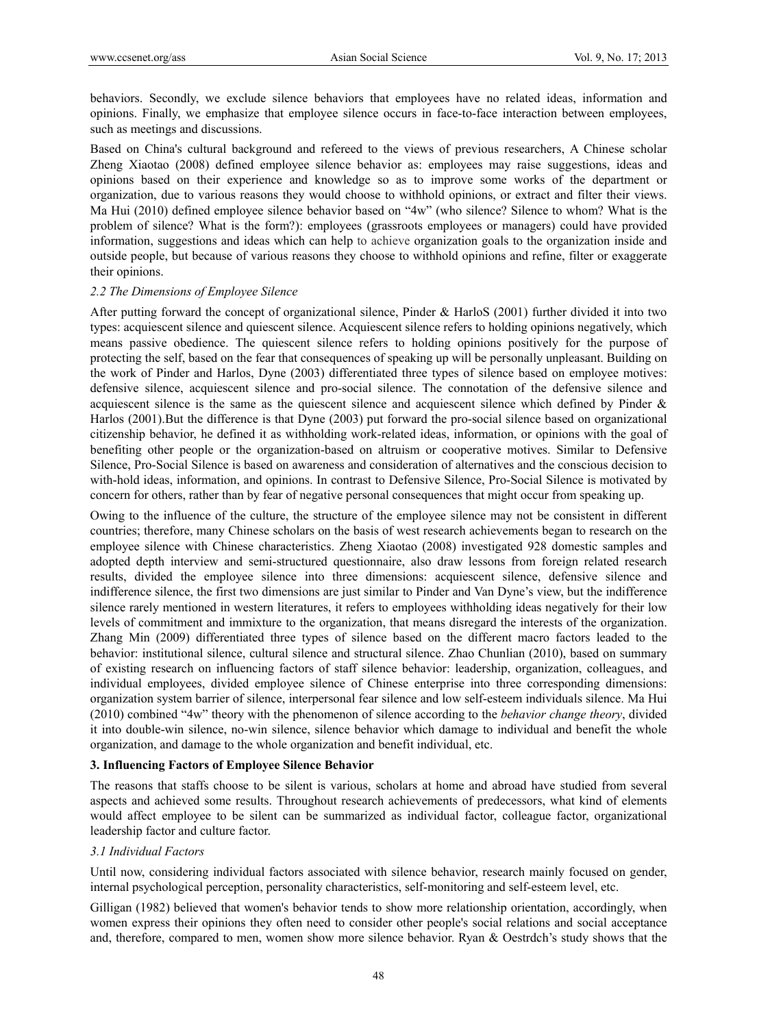behaviors. Secondly, we exclude silence behaviors that employees have no related ideas, information and opinions. Finally, we emphasize that employee silence occurs in face-to-face interaction between employees, such as meetings and discussions.

Based on China's cultural background and refereed to the views of previous researchers, A Chinese scholar Zheng Xiaotao (2008) defined employee silence behavior as: employees may raise suggestions, ideas and opinions based on their experience and knowledge so as to improve some works of the department or organization, due to various reasons they would choose to withhold opinions, or extract and filter their views. Ma Hui (2010) defined employee silence behavior based on "4w" (who silence? Silence to whom? What is the problem of silence? What is the form?): employees (grassroots employees or managers) could have provided information, suggestions and ideas which can help to achieve organization goals to the organization inside and outside people, but because of various reasons they choose to withhold opinions and refine, filter or exaggerate their opinions.

### *2.2 The Dimensions of Employee Silence*

After putting forward the concept of organizational silence, Pinder & HarloS (2001) further divided it into two types: acquiescent silence and quiescent silence. Acquiescent silence refers to holding opinions negatively, which means passive obedience. The quiescent silence refers to holding opinions positively for the purpose of protecting the self, based on the fear that consequences of speaking up will be personally unpleasant. Building on the work of Pinder and Harlos, Dyne (2003) differentiated three types of silence based on employee motives: defensive silence, acquiescent silence and pro-social silence. The connotation of the defensive silence and acquiescent silence is the same as the quiescent silence and acquiescent silence which defined by Pinder & Harlos (2001).But the difference is that Dyne (2003) put forward the pro-social silence based on organizational citizenship behavior, he defined it as withholding work-related ideas, information, or opinions with the goal of benefiting other people or the organization-based on altruism or cooperative motives. Similar to Defensive Silence, Pro-Social Silence is based on awareness and consideration of alternatives and the conscious decision to with-hold ideas, information, and opinions. In contrast to Defensive Silence, Pro-Social Silence is motivated by concern for others, rather than by fear of negative personal consequences that might occur from speaking up.

Owing to the influence of the culture, the structure of the employee silence may not be consistent in different countries; therefore, many Chinese scholars on the basis of west research achievements began to research on the employee silence with Chinese characteristics. Zheng Xiaotao (2008) investigated 928 domestic samples and adopted depth interview and semi-structured questionnaire, also draw lessons from foreign related research results, divided the employee silence into three dimensions: acquiescent silence, defensive silence and indifference silence, the first two dimensions are just similar to Pinder and Van Dyne's view, but the indifference silence rarely mentioned in western literatures, it refers to employees withholding ideas negatively for their low levels of commitment and immixture to the organization, that means disregard the interests of the organization. Zhang Min (2009) differentiated three types of silence based on the different macro factors leaded to the behavior: institutional silence, cultural silence and structural silence. Zhao Chunlian (2010), based on summary of existing research on influencing factors of staff silence behavior: leadership, organization, colleagues, and individual employees, divided employee silence of Chinese enterprise into three corresponding dimensions: organization system barrier of silence, interpersonal fear silence and low self-esteem individuals silence. Ma Hui (2010) combined "4w" theory with the phenomenon of silence according to the *behavior change theory*, divided it into double-win silence, no-win silence, silence behavior which damage to individual and benefit the whole organization, and damage to the whole organization and benefit individual, etc.

## **3. Influencing Factors of Employee Silence Behavior**

The reasons that staffs choose to be silent is various, scholars at home and abroad have studied from several aspects and achieved some results. Throughout research achievements of predecessors, what kind of elements would affect employee to be silent can be summarized as individual factor, colleague factor, organizational leadership factor and culture factor.

### *3.1 Individual Factors*

Until now, considering individual factors associated with silence behavior, research mainly focused on gender, internal psychological perception, personality characteristics, self-monitoring and self-esteem level, etc.

Gilligan (1982) believed that women's behavior tends to show more relationship orientation, accordingly, when women express their opinions they often need to consider other people's social relations and social acceptance and, therefore, compared to men, women show more silence behavior. Ryan & Oestrdch's study shows that the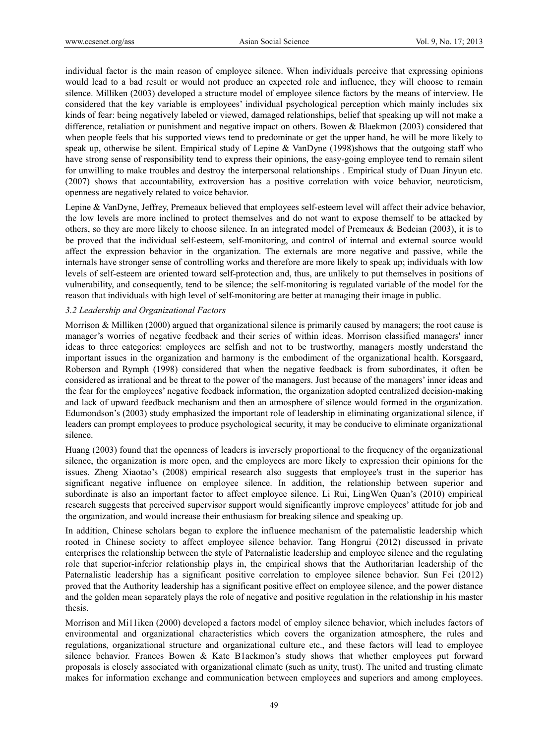individual factor is the main reason of employee silence. When individuals perceive that expressing opinions would lead to a bad result or would not produce an expected role and influence, they will choose to remain silence. Milliken (2003) developed a structure model of employee silence factors by the means of interview. He considered that the key variable is employees' individual psychological perception which mainly includes six kinds of fear: being negatively labeled or viewed, damaged relationships, belief that speaking up will not make a difference, retaliation or punishment and negative impact on others. Bowen & Blaekmon (2003) considered that when people feels that his supported views tend to predominate or get the upper hand, he will be more likely to speak up, otherwise be silent. Empirical study of Lepine & VanDyne (1998)shows that the outgoing staff who have strong sense of responsibility tend to express their opinions, the easy-going employee tend to remain silent for unwilling to make troubles and destroy the interpersonal relationships . Empirical study of Duan Jinyun etc. (2007) shows that accountability, extroversion has a positive correlation with voice behavior, neuroticism, openness are negatively related to voice behavior.

Lepine & VanDyne, Jeffrey, Premeaux believed that employees self-esteem level will affect their advice behavior, the low levels are more inclined to protect themselves and do not want to expose themself to be attacked by others, so they are more likely to choose silence. In an integrated model of Premeaux & Bedeian (2003), it is to be proved that the individual self-esteem, self-monitoring, and control of internal and external source would affect the expression behavior in the organization. The externals are more negative and passive, while the internals have stronger sense of controlling works and therefore are more likely to speak up; individuals with low levels of self-esteem are oriented toward self-protection and, thus, are unlikely to put themselves in positions of vulnerability, and consequently, tend to be silence; the self-monitoring is regulated variable of the model for the reason that individuals with high level of self-monitoring are better at managing their image in public.

### *3.2 Leadership and Organizational Factors*

Morrison & Milliken (2000) argued that organizational silence is primarily caused by managers; the root cause is manager's worries of negative feedback and their series of within ideas. Morrison classified managers' inner ideas to three categories: employees are selfish and not to be trustworthy, managers mostly understand the important issues in the organization and harmony is the embodiment of the organizational health. Korsgaard, Roberson and Rymph (1998) considered that when the negative feedback is from subordinates, it often be considered as irrational and be threat to the power of the managers. Just because of the managers' inner ideas and the fear for the employees' negative feedback information, the organization adopted centralized decision-making and lack of upward feedback mechanism and then an atmosphere of silence would formed in the organization. Edumondson's (2003) study emphasized the important role of leadership in eliminating organizational silence, if leaders can prompt employees to produce psychological security, it may be conducive to eliminate organizational silence.

Huang (2003) found that the openness of leaders is inversely proportional to the frequency of the organizational silence, the organization is more open, and the employees are more likely to expression their opinions for the issues. Zheng Xiaotao's (2008) empirical research also suggests that employee's trust in the superior has significant negative influence on employee silence. In addition, the relationship between superior and subordinate is also an important factor to affect employee silence. Li Rui, LingWen Quan's (2010) empirical research suggests that perceived supervisor support would significantly improve employees' attitude for job and the organization, and would increase their enthusiasm for breaking silence and speaking up.

In addition, Chinese scholars began to explore the influence mechanism of the paternalistic leadership which rooted in Chinese society to affect employee silence behavior. Tang Hongrui (2012) discussed in private enterprises the relationship between the style of Paternalistic leadership and employee silence and the regulating role that superior-inferior relationship plays in, the empirical shows that the Authoritarian leadership of the Paternalistic leadership has a significant positive correlation to employee silence behavior. Sun Fei (2012) proved that the Authority leadership has a significant positive effect on employee silence, and the power distance and the golden mean separately plays the role of negative and positive regulation in the relationship in his master thesis.

Morrison and Mi11iken (2000) developed a factors model of employ silence behavior, which includes factors of environmental and organizational characteristics which covers the organization atmosphere, the rules and regulations, organizational structure and organizational culture etc., and these factors will lead to employee silence behavior. Frances Bowen & Kate B1ackmon's study shows that whether employees put forward proposals is closely associated with organizational climate (such as unity, trust). The united and trusting climate makes for information exchange and communication between employees and superiors and among employees.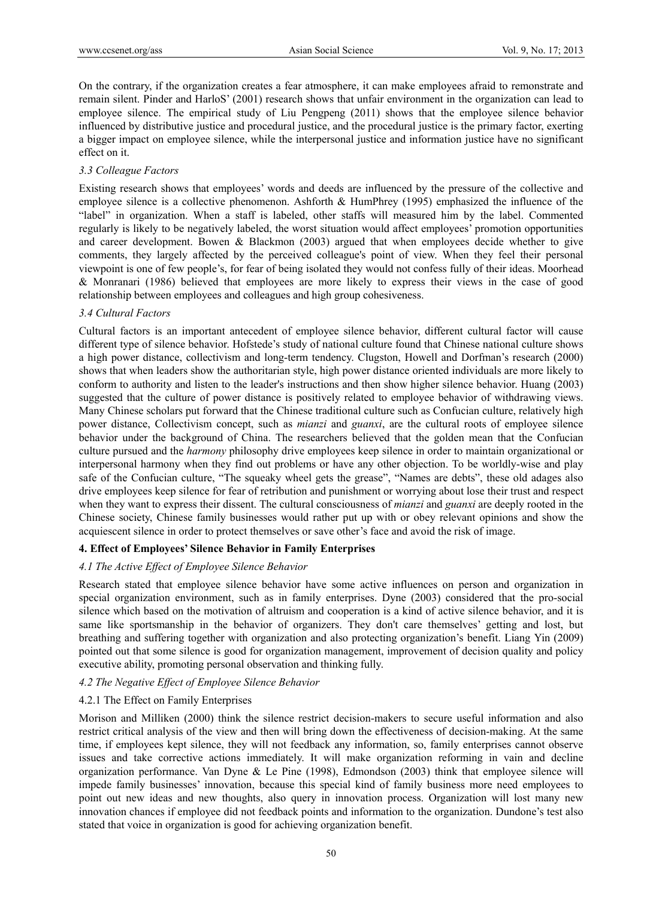On the contrary, if the organization creates a fear atmosphere, it can make employees afraid to remonstrate and remain silent. Pinder and HarloS' (2001) research shows that unfair environment in the organization can lead to employee silence. The empirical study of Liu Pengpeng (2011) shows that the employee silence behavior influenced by distributive justice and procedural justice, and the procedural justice is the primary factor, exerting a bigger impact on employee silence, while the interpersonal justice and information justice have no significant effect on it.

### *3.3 Colleague Factors*

Existing research shows that employees' words and deeds are influenced by the pressure of the collective and employee silence is a collective phenomenon. Ashforth & HumPhrey (1995) emphasized the influence of the "label" in organization. When a staff is labeled, other staffs will measured him by the label. Commented regularly is likely to be negatively labeled, the worst situation would affect employees' promotion opportunities and career development. Bowen & Blackmon (2003) argued that when employees decide whether to give comments, they largely affected by the perceived colleague's point of view. When they feel their personal viewpoint is one of few people's, for fear of being isolated they would not confess fully of their ideas. Moorhead & Monranari (1986) believed that employees are more likely to express their views in the case of good relationship between employees and colleagues and high group cohesiveness.

### *3.4 Cultural Factors*

Cultural factors is an important antecedent of employee silence behavior, different cultural factor will cause different type of silence behavior. Hofstede's study of national culture found that Chinese national culture shows a high power distance, collectivism and long-term tendency. Clugston, Howell and Dorfman's research (2000) shows that when leaders show the authoritarian style, high power distance oriented individuals are more likely to conform to authority and listen to the leader's instructions and then show higher silence behavior. Huang (2003) suggested that the culture of power distance is positively related to employee behavior of withdrawing views. Many Chinese scholars put forward that the Chinese traditional culture such as Confucian culture, relatively high power distance, Collectivism concept, such as *mianzi* and *guanxi*, are the cultural roots of employee silence behavior under the background of China. The researchers believed that the golden mean that the Confucian culture pursued and the *harmony* philosophy drive employees keep silence in order to maintain organizational or interpersonal harmony when they find out problems or have any other objection. To be worldly-wise and play safe of the Confucian culture, "The squeaky wheel gets the grease", "Names are debts", these old adages also drive employees keep silence for fear of retribution and punishment or worrying about lose their trust and respect when they want to express their dissent. The cultural consciousness of *mianzi* and *guanxi* are deeply rooted in the Chinese society, Chinese family businesses would rather put up with or obey relevant opinions and show the acquiescent silence in order to protect themselves or save other's face and avoid the risk of image.

## 4. Effect of Employees' Silence Behavior in Family Enterprises

### *4.1 The Active Effect of Employee Silence Behavior*

Research stated that employee silence behavior have some active influences on person and organization in special organization environment, such as in family enterprises. Dyne (2003) considered that the pro-social silence which based on the motivation of altruism and cooperation is a kind of active silence behavior, and it is same like sportsmanship in the behavior of organizers. They don't care themselves' getting and lost, but breathing and suffering together with organization and also protecting organization's benefit. Liang Yin (2009) pointed out that some silence is good for organization management, improvement of decision quality and policy executive ability, promoting personal observation and thinking fully.

### *4.2 The Negative Effect of Employee Silence Behavior*

#### 4.2.1 The Effect on Family Enterprises

Morison and Milliken (2000) think the silence restrict decision-makers to secure useful information and also restrict critical analysis of the view and then will bring down the effectiveness of decision-making. At the same time, if employees kept silence, they will not feedback any information, so, family enterprises cannot observe issues and take corrective actions immediately. It will make organization reforming in vain and decline organization performance. Van Dyne & Le Pine (1998), Edmondson (2003) think that employee silence will impede family businesses' innovation, because this special kind of family business more need employees to point out new ideas and new thoughts, also query in innovation process. Organization will lost many new innovation chances if employee did not feedback points and information to the organization. Dundone's test also stated that voice in organization is good for achieving organization benefit.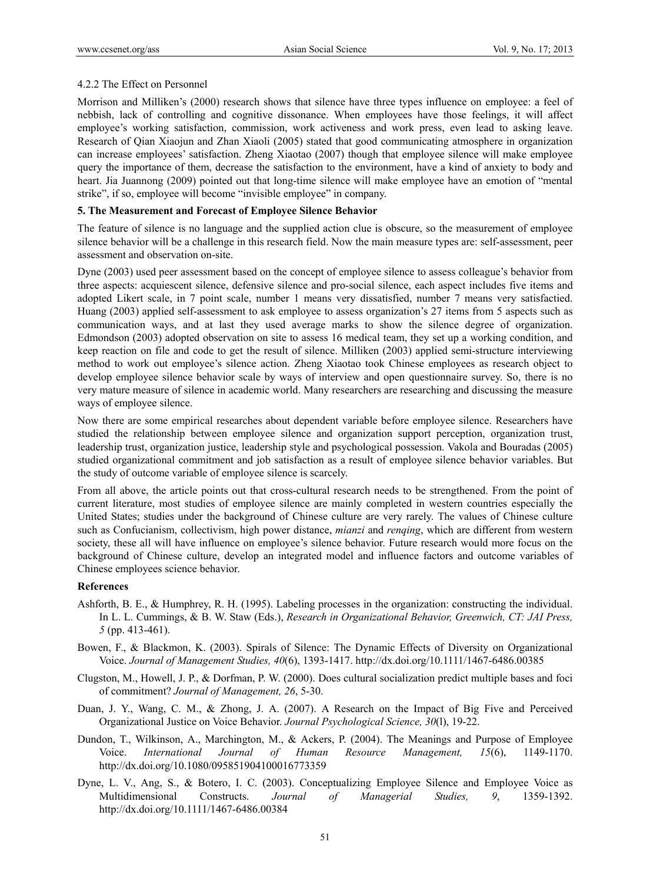4.2.2 The Effect on Personnel

Morrison and Milliken's (2000) research shows that silence have three types influence on employee: a feel of nebbish, lack of controlling and cognitive dissonance. When employees have those feelings, it will affect employee's working satisfaction, commission, work activeness and work press, even lead to asking leave. Research of Qian Xiaojun and Zhan Xiaoli (2005) stated that good communicating atmosphere in organization can increase employees' satisfaction. Zheng Xiaotao (2007) though that employee silence will make employee query the importance of them, decrease the satisfaction to the environment, have a kind of anxiety to body and heart. Jia Juannong (2009) pointed out that long-time silence will make employee have an emotion of "mental strike", if so, employee will become "invisible employee" in company.

## 5. The Measurement and Forecast of Employee Silence Behavior

The feature of silence is no language and the supplied action clue is obscure, so the measurement of employee silence behavior will be a challenge in this research field. Now the main measure types are: self-assessment, peer assessment and observation on-site.

Dyne (2003) used peer assessment based on the concept of employee silence to assess colleague's behavior from three aspects: acquiescent silence, defensive silence and pro-social silence, each aspect includes five items and adopted Likert scale, in 7 point scale, number 1 means very dissatisfied, number 7 means very satisfactied. Huang (2003) applied self-assessment to ask employee to assess organization's 27 items from 5 aspects such as communication ways, and at last they used average marks to show the silence degree of organization. Edmondson (2003) adopted observation on site to assess 16 medical team, they set up a working condition, and keep reaction on file and code to get the result of silence. Milliken (2003) applied semi-structure interviewing method to work out employee's silence action. Zheng Xiaotao took Chinese employees as research object to develop employee silence behavior scale by ways of interview and open questionnaire survey. So, there is no very mature measure of silence in academic world. Many researchers are researching and discussing the measure ways of employee silence.

Now there are some empirical researches about dependent variable before employee silence. Researchers have studied the relationship between employee silence and organization support perception, organization trust, leadership trust, organization justice, leadership style and psychological possession. Vakola and Bouradas (2005) studied organizational commitment and job satisfaction as a result of employee silence behavior variables. But the study of outcome variable of employee silence is scarcely.

From all above, the article points out that cross-cultural research needs to be strengthened. From the point of current literature, most studies of employee silence are mainly completed in western countries especially the United States; studies under the background of Chinese culture are very rarely. The values of Chinese culture such as Confucianism, collectivism, high power distance, *mianzi* and *renqing*, which are different from western society, these all will have influence on employee's silence behavior. Future research would more focus on the background of Chinese culture, develop an integrated model and influence factors and outcome variables of Chinese employees science behavior.

## References

Ashforth, B. E., & Humphrey, R. H. (1995). Labeling processes in the organization: constructing the individual. In L. L. Cummings, & B. W. Staw (Eds.), *Research in Organizational Behavior, Greenwich, CT: JAI Press, 5* (pp. 413-461).

Bowen, F., & Blackmon, K. (2003). Spirals of Silence: The Dynamic Effects of Diversity on Organizational Voice. *Journal of Management Studies, 40*(6), 1393-1417. http://dx.doi.org/10.1111/1467-6486.00385

Clugston, M., Howell, J. P., & Dorfman, P. W. (2000). Does cultural socialization predict multiple bases and foci of commitment? *Journal of Management, 26*, 5-30.

Duan, J. Y., Wang, C. M., & Zhong, J. A. (2007). A Research on the Impact of Big Five and Perceived Organizational Justice on Voice Behavior. *Journal Psychological Science, 30*(l), 19-22.

Dundon, T., Wilkinson, A., Marchington, M., & Ackers, P. (2004). The Meanings and Purpose of Employee Voice. *International Journal of Human Resource Management, 15*(6), 1149-1170. http://dx.doi.org/10.1080/095851904100016773359

Dyne, L. V., Ang, S., & Botero, I. C. (2003). Conceptualizing Employee Silence and Employee Voice as Multidimensional Constructs. *Journal of Managerial Studies, 9*, 1359-1392. http://dx.doi.org/10.1111/1467-6486.00384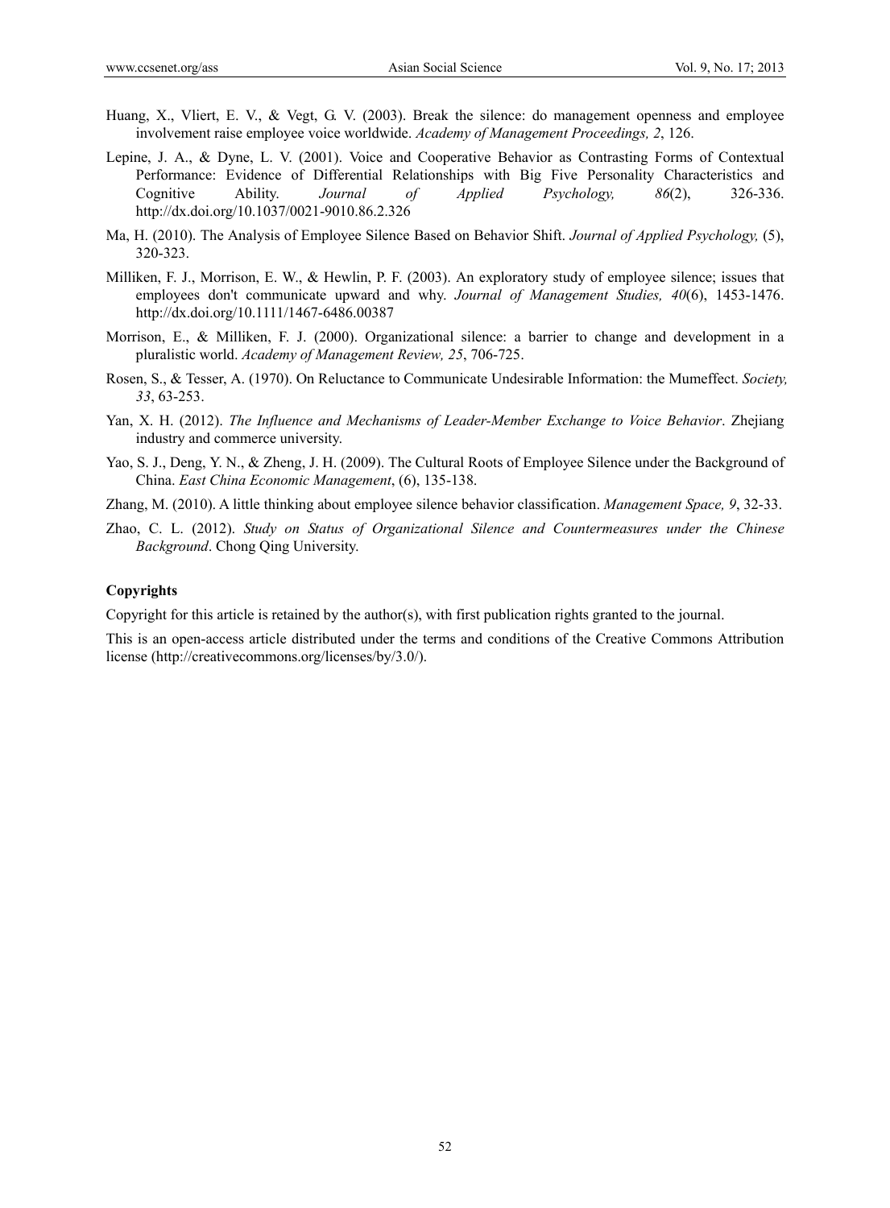Huang, X., Vliert, E. V., & Vegt, G. V. (2003). Break the silence: do management openness and employee involvement raise employee voice worldwide. *Academy of Management Proceedings, 2*, 126.

Lepine, J. A., & Dyne, L. V. (2001). Voice and Cooperative Behavior as Contrasting Forms of Contextual Performance: Evidence of Differential Relationships with Big Five Personality Characteristics and Cognitive Ability. *Journal of Applied Psychology, 86*(2), 326-336. http://dx.doi.org/10.1037/0021-9010.86.2.326

Ma, H. (2010). The Analysis of Employee Silence Based on Behavior Shift. *Journal of Applied Psychology,* (5), 320-323.

Milliken, F. J., Morrison, E. W., & Hewlin, P. F. (2003). An exploratory study of employee silence; issues that employees don't communicate upward and why. *Journal of Management Studies, 40*(6), 1453-1476. http://dx.doi.org/10.1111/1467-6486.00387

Morrison, E., & Milliken, F. J. (2000). Organizational silence: a barrier to change and development in a pluralistic world. *Academy of Management Review, 25*, 706-725.

Rosen, S., & Tesser, A. (1970). On Reluctance to Communicate Undesirable Information: the Mumeffect. *Society, 33*, 63-253.

Yan, X. H. (2012). *The Influence and Mechanisms of Leader-Member Exchange to Voice Behavior*. Zhejiang industry and commerce university.

Yao, S. J., Deng, Y. N., & Zheng, J. H. (2009). The Cultural Roots of Employee Silence under the Background of China. *East China Economic Management*, (6), 135-138.

Zhang, M. (2010). A little thinking about employee silence behavior classification. *Management Space, 9*, 32-33.

Zhao, C. L. (2012). *Study on Status of Organizational Silence and Countermeasures under the Chinese Background*. Chong Qing University.

### Copyrights

Copyright for this article is retained by the author(s), with first publication rights granted to the journal.

This is an open-access article distributed under the terms and conditions of the Creative Commons Attribution license (http://creativecommons.org/licenses/by/3.0/).